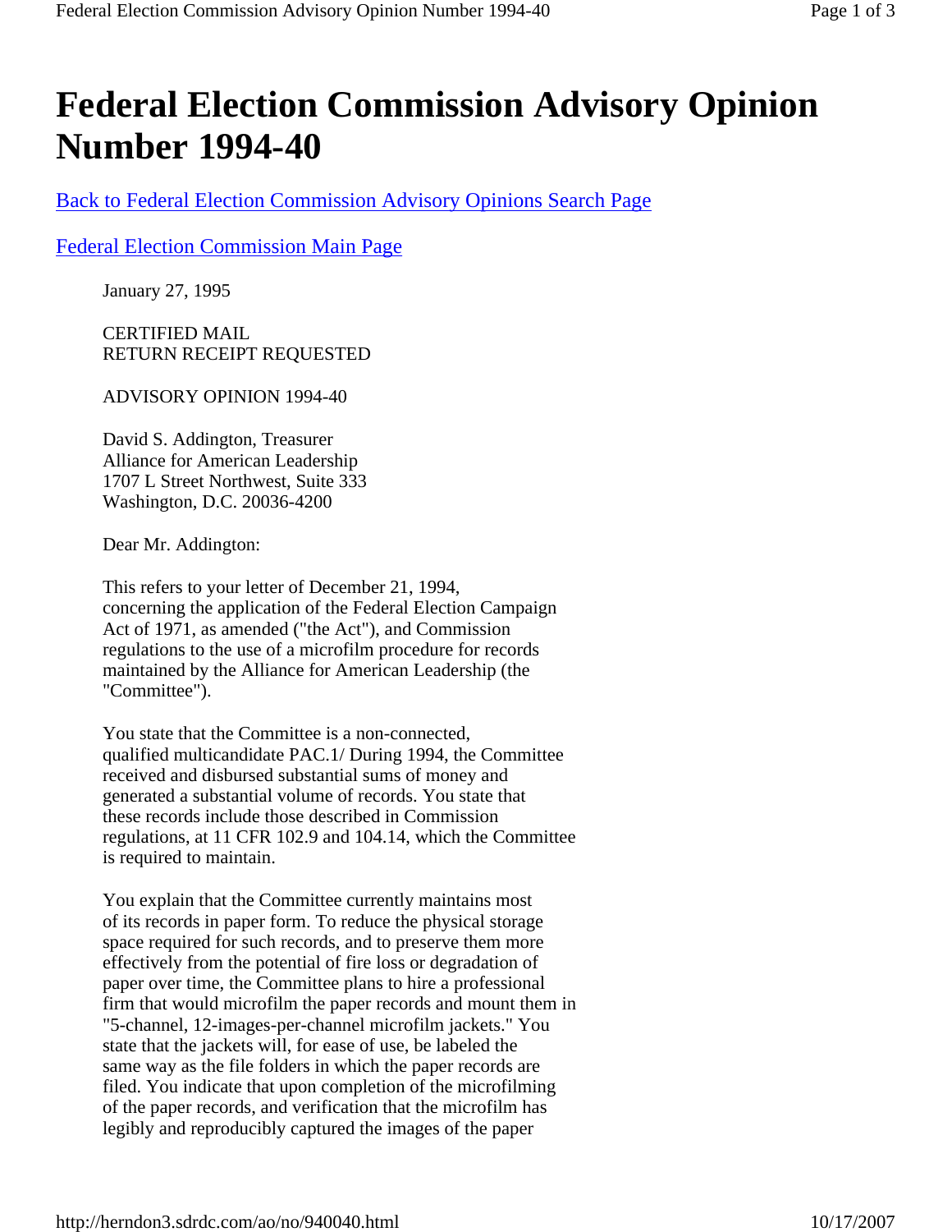# Federal Election Commission Advisory Opinion Number 1994-40

[Back to Federal Election Commission Advisory Opinions Search Page](http://herndon3.sdrdc.com/ao/no/940040.html)

[Federal Election Commission Main Page](http://herndon3.sdrdc.com/ao/no/940040.html)

January 27, 1995

CERTIFIED MAIL
RETURN RECEIPT REQUESTED

ADVISORY OPINION 1994-40

David S. Addington, Treasurer
Alliance for American Leadership
1707 L Street Northwest, Suite 333
Washington, D.C. 20036-4200

Dear Mr. Addington:

This refers to your letter of December 21, 1994, concerning the application of the Federal Election Campaign Act of 1971, as amended ("the Act"), and Commission regulations to the use of a microfilm procedure for records maintained by the Alliance for American Leadership (the "Committee").

You state that the Committee is a non-connected, qualified multicandidate PAC.1/ During 1994, the Committee received and disbursed substantial sums of money and generated a substantial volume of records. You state that these records include those described in Commission regulations, at 11 CFR 102.9 and 104.14, which the Committee is required to maintain.

You explain that the Committee currently maintains most of its records in paper form. To reduce the physical storage space required for such records, and to preserve them more effectively from the potential of fire loss or degradation of paper over time, the Committee plans to hire a professional firm that would microfilm the paper records and mount them in "5-channel, 12-images-per-channel microfilm jackets." You state that the jackets will, for ease of use, be labeled the same way as the file folders in which the paper records are filed. You indicate that upon completion of the microfilming of the paper records, and verification that the microfilm has legibly and reproducibly captured the images of the paper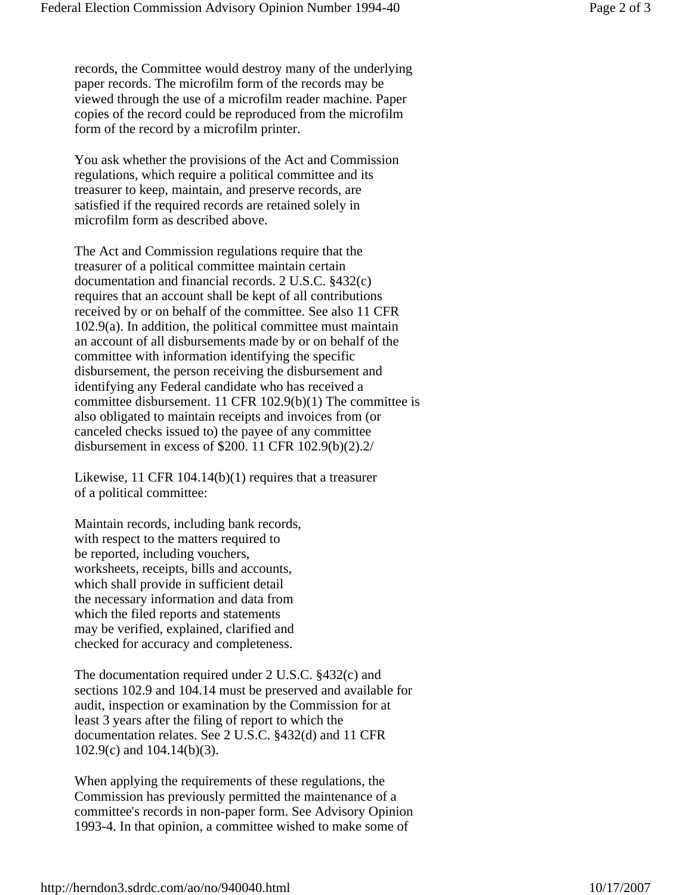records, the Committee would destroy many of the underlying paper records. The microfilm form of the records may be viewed through the use of a microfilm reader machine. Paper copies of the record could be reproduced from the microfilm form of the record by a microfilm printer.

You ask whether the provisions of the Act and Commission regulations, which require a political committee and its treasurer to keep, maintain, and preserve records, are satisfied if the required records are retained solely in microfilm form as described above.

The Act and Commission regulations require that the treasurer of a political committee maintain certain documentation and financial records. 2 U.S.C. §432(c) requires that an account shall be kept of all contributions received by or on behalf of the committee. See also 11 CFR 102.9(a). In addition, the political committee must maintain an account of all disbursements made by or on behalf of the committee with information identifying the specific disbursement, the person receiving the disbursement and identifying any Federal candidate who has received a committee disbursement. 11 CFR 102.9(b)(1) The committee is also obligated to maintain receipts and invoices from (or canceled checks issued to) the payee of any committee disbursement in excess of $200. 11 CFR 102.9(b)(2).2/

Likewise, 11 CFR 104.14(b)(1) requires that a treasurer of a political committee:

> Maintain records, including bank records, with respect to the matters required to be reported, including vouchers, worksheets, receipts, bills and accounts, which shall provide in sufficient detail the necessary information and data from which the filed reports and statements may be verified, explained, clarified and checked for accuracy and completeness.

The documentation required under 2 U.S.C. §432(c) and sections 102.9 and 104.14 must be preserved and available for audit, inspection or examination by the Commission for at least 3 years after the filing of report to which the documentation relates. See 2 U.S.C. §432(d) and 11 CFR 102.9(c) and 104.14(b)(3).

When applying the requirements of these regulations, the Commission has previously permitted the maintenance of a committee's records in non-paper form. See Advisory Opinion 1993-4. In that opinion, a committee wished to make some of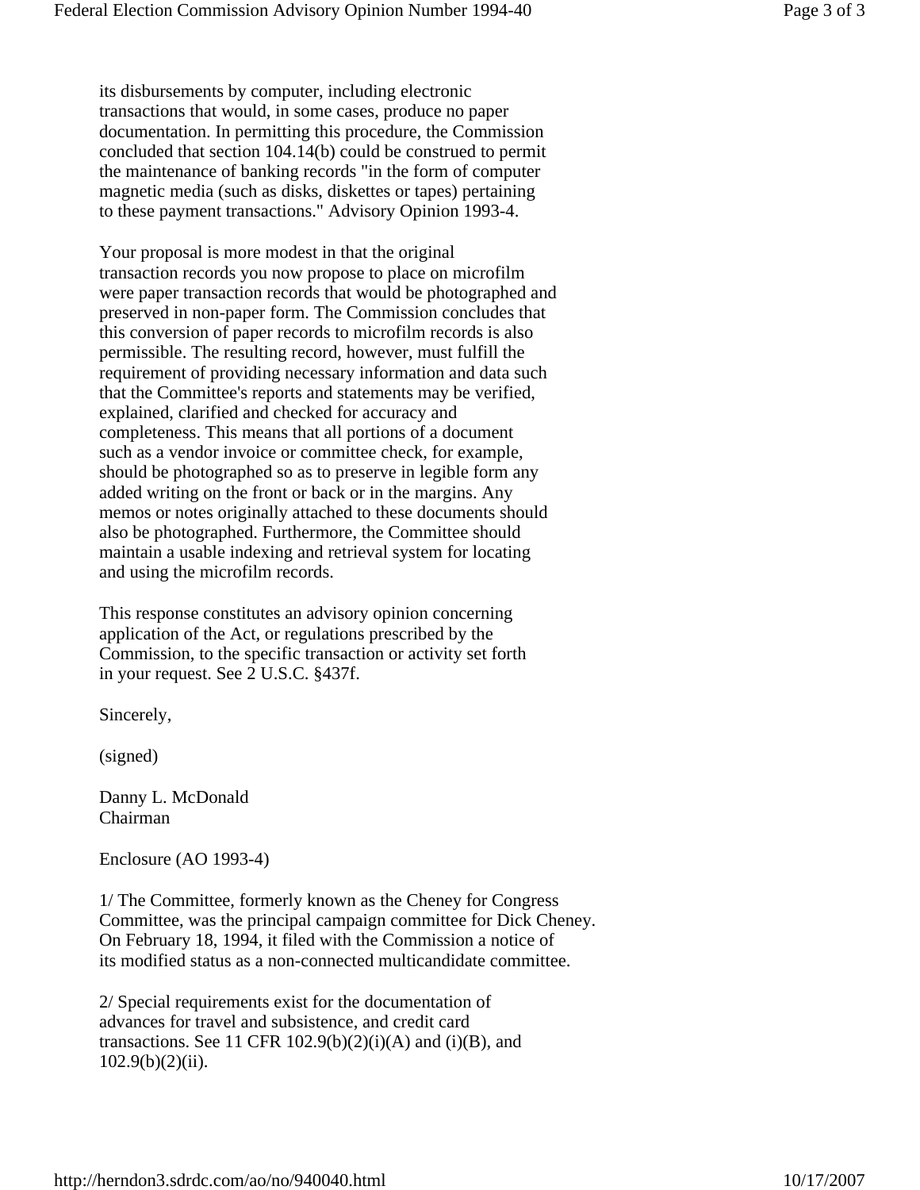its disbursements by computer, including electronic transactions that would, in some cases, produce no paper documentation. In permitting this procedure, the Commission concluded that section 104.14(b) could be construed to permit the maintenance of banking records "in the form of computer magnetic media (such as disks, diskettes or tapes) pertaining to these payment transactions." Advisory Opinion 1993-4.

Your proposal is more modest in that the original transaction records you now propose to place on microfilm were paper transaction records that would be photographed and preserved in non-paper form. The Commission concludes that this conversion of paper records to microfilm records is also permissible. The resulting record, however, must fulfill the requirement of providing necessary information and data such that the Committee's reports and statements may be verified, explained, clarified and checked for accuracy and completeness. This means that all portions of a document such as a vendor invoice or committee check, for example, should be photographed so as to preserve in legible form any added writing on the front or back or in the margins. Any memos or notes originally attached to these documents should also be photographed. Furthermore, the Committee should maintain a usable indexing and retrieval system for locating and using the microfilm records.

This response constitutes an advisory opinion concerning application of the Act, or regulations prescribed by the Commission, to the specific transaction or activity set forth in your request. See 2 U.S.C. §437f.

Sincerely,

(signed)

Danny L. McDonald
Chairman

Enclosure (AO 1993-4)

1/ The Committee, formerly known as the Cheney for Congress Committee, was the principal campaign committee for Dick Cheney. On February 18, 1994, it filed with the Commission a notice of its modified status as a non-connected multicandidate committee.

2/ Special requirements exist for the documentation of advances for travel and subsistence, and credit card transactions. See 11 CFR 102.9(b)(2)(i)(A) and (i)(B), and 102.9(b)(2)(ii).